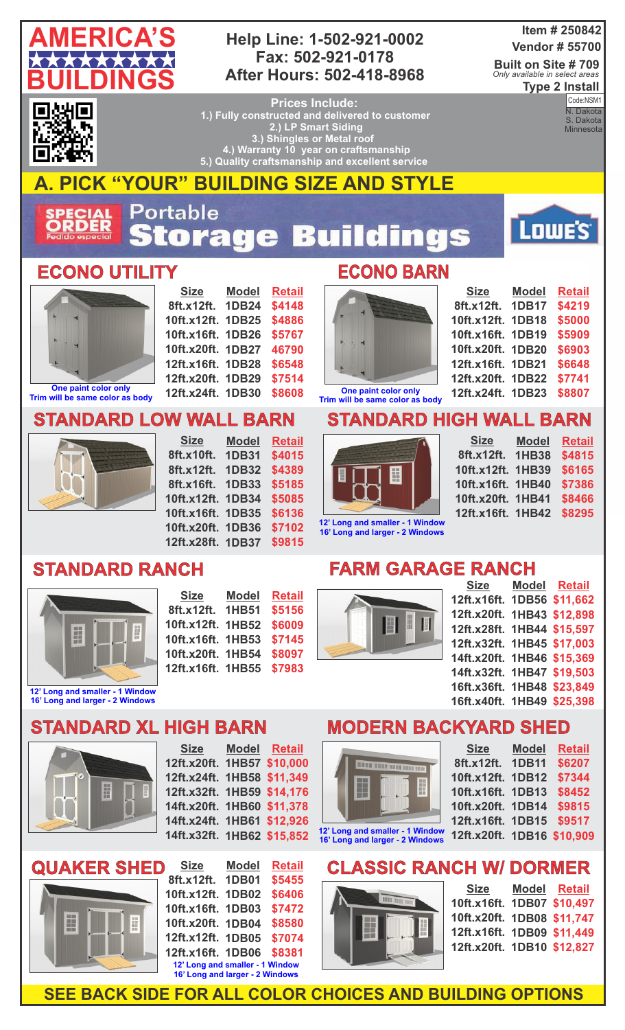# AMERICA'S BUILDINGS

**Help Line: 1-502-921-0002**
**Fax: 502-921-0178**
**After Hours: 502-418-8968**

**Item # 250842**
**Vendor # 55700**
**Built on Site # 709**
*Only available in select areas*
**Type 2 Install**

Code:NSM1
N. Dakota
S. Dakota
Minnesota

**Prices Include:**
1.) Fully constructed and delivered to customer
2.) LP Smart Siding
3.) Shingles or Metal roof
4.) Warranty 10 year on craftsmanship
5.) Quality craftsmanship and excellent service

## A. PICK "YOUR" BUILDING SIZE AND STYLE

SPECIAL ORDER
Pedido especial
Portable Storage Buildings
LOWE'S

### ECONO UTILITY

| Size | Model | Retail |
|---|---|---|
| 8ft.x12ft. | 1DB24 | $4148 |
| 10ft.x12ft. | 1DB25 | $4886 |
| 10ft.x16ft. | 1DB26 | $5767 |
| 10ft.x20ft. | 1DB27 | 46790 |
| 12ft.x16ft. | 1DB28 | $6548 |
| 12ft.x20ft. | 1DB29 | $7514 |
| 12ft.x24ft. | 1DB30 | $8608 |

One paint color only
Trim will be same color as body

### ECONO BARN

| Size | Model | Retail |
|---|---|---|
| 8ft.x12ft. | 1DB17 | $4219 |
| 10ft.x12ft. | 1DB18 | $5000 |
| 10ft.x16ft. | 1DB19 | $5909 |
| 10ft.x20ft. | 1DB20 | $6903 |
| 12ft.x16ft. | 1DB21 | $6648 |
| 12ft.x20ft. | 1DB22 | $7741 |
| 12ft.x24ft. | 1DB23 | $8807 |

One paint color only
Trim will be same color as body

### STANDARD LOW WALL BARN

| Size | Model | Retail |
|---|---|---|
| 8ft.x10ft. | 1DB31 | $4015 |
| 8ft.x12ft. | 1DB32 | $4389 |
| 8ft.x16ft. | 1DB33 | $5185 |
| 10ft.x12ft. | 1DB34 | $5085 |
| 10ft.x16ft. | 1DB35 | $6136 |
| 10ft.x20ft. | 1DB36 | $7102 |
| 12ft.x28ft. | 1DB37 | $9815 |

### STANDARD HIGH WALL BARN

| Size | Model | Retail |
|---|---|---|
| 8ft.x12ft. | 1HB38 | $4815 |
| 10ft.x12ft. | 1HB39 | $6165 |
| 10ft.x16ft. | 1HB40 | $7386 |
| 10ft.x20ft. | 1HB41 | $8466 |
| 12ft.x16ft. | 1HB42 | $8295 |

12' Long and smaller - 1 Window
16' Long and larger - 2 Windows

### STANDARD RANCH

| Size | Model | Retail |
|---|---|---|
| 8ft.x12ft. | 1HB51 | $5156 |
| 10ft.x12ft. | 1HB52 | $6009 |
| 10ft.x16ft. | 1HB53 | $7145 |
| 10ft.x20ft. | 1HB54 | $8097 |
| 12ft.x16ft. | 1HB55 | $7983 |

12' Long and smaller - 1 Window
16' Long and larger - 2 Windows

### FARM GARAGE RANCH

| Size | Model | Retail |
|---|---|---|
| 12ft.x16ft. | 1DB56 | $11,662 |
| 12ft.x20ft. | 1HB43 | $12,898 |
| 12ft.x28ft. | 1HB44 | $15,597 |
| 12ft.x32ft. | 1HB45 | $17,003 |
| 14ft.x20ft. | 1HB46 | $15,369 |
| 14ft.x32ft. | 1HB47 | $19,503 |
| 16ft.x36ft. | 1HB48 | $23,849 |
| 16ft.x40ft. | 1HB49 | $25,398 |

### STANDARD XL HIGH BARN

| Size | Model | Retail |
|---|---|---|
| 12ft.x20ft. | 1HB57 | $10,000 |
| 12ft.x24ft. | 1HB58 | $11,349 |
| 12ft.x32ft. | 1HB59 | $14,176 |
| 14ft.x20ft. | 1HB60 | $11,378 |
| 14ft.x24ft. | 1HB61 | $12,926 |
| 14ft.x32ft. | 1HB62 | $15,852 |

### MODERN BACKYARD SHED

| Size | Model | Retail |
|---|---|---|
| 8ft.x12ft. | 1DB11 | $6207 |
| 10ft.x12ft. | 1DB12 | $7344 |
| 10ft.x16ft. | 1DB13 | $8452 |
| 10ft.x20ft. | 1DB14 | $9815 |
| 12ft.x16ft. | 1DB15 | $9517 |
| 12ft.x20ft. | 1DB16 | $10,909 |

12' Long and smaller - 1 Window
16' Long and larger - 2 Windows

### QUAKER SHED

| Size | Model | Retail |
|---|---|---|
| 8ft.x12ft. | 1DB01 | $5455 |
| 10ft.x12ft. | 1DB02 | $6406 |
| 10ft.x16ft. | 1DB03 | $7472 |
| 10ft.x20ft. | 1DB04 | $8580 |
| 12ft.x12ft. | 1DB05 | $7074 |
| 12ft.x16ft. | 1DB06 | $8381 |

12' Long and smaller - 1 Window
16' Long and larger - 2 Windows

### CLASSIC RANCH W/ DORMER

| Size | Model | Retail |
|---|---|---|
| 10ft.x16ft. | 1DB07 | $10,497 |
| 10ft.x20ft. | 1DB08 | $11,747 |
| 12ft.x16ft. | 1DB09 | $11,449 |
| 12ft.x20ft. | 1DB10 | $12,827 |

**SEE BACK SIDE FOR ALL COLOR CHOICES AND BUILDING OPTIONS**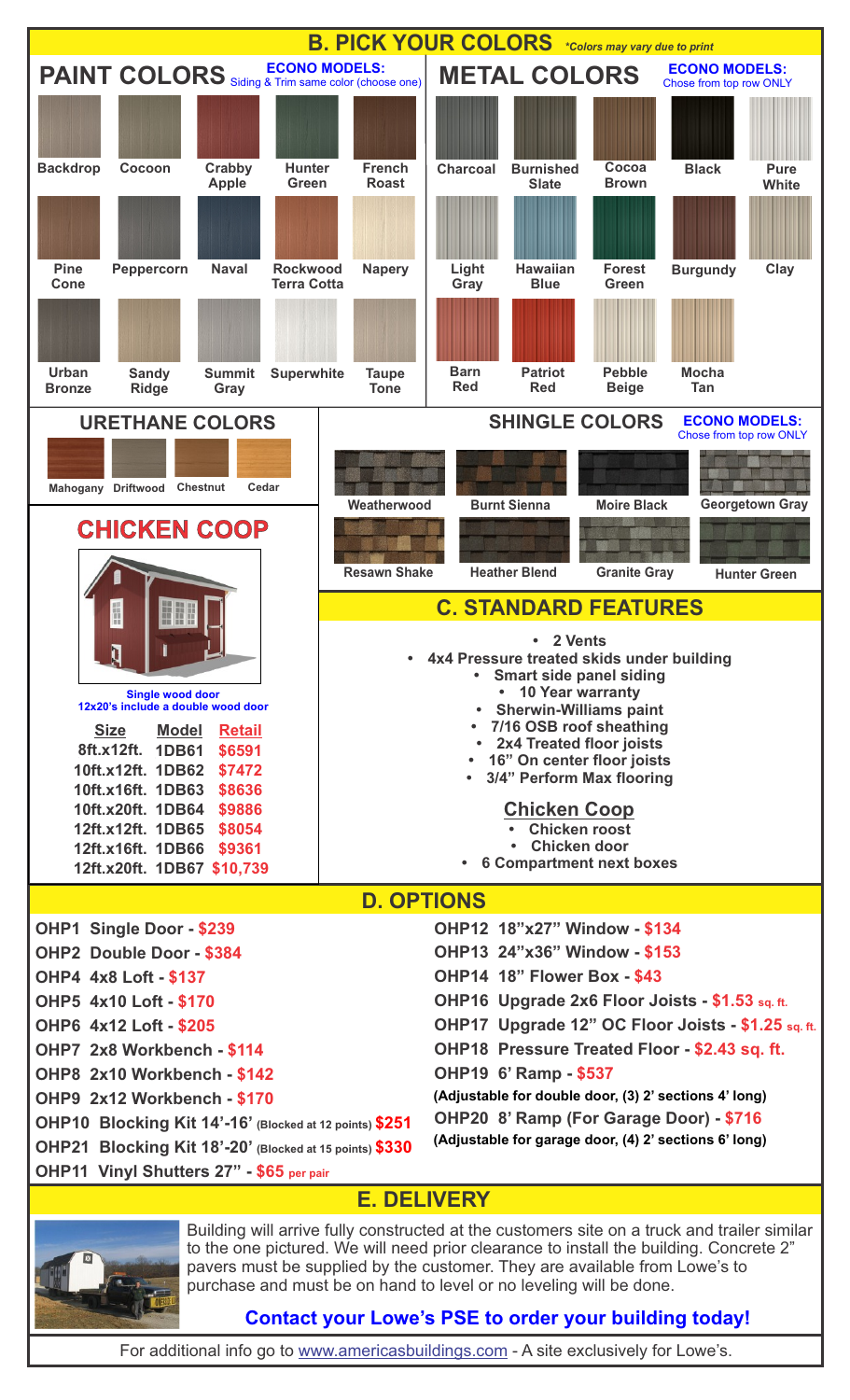# B. PICK YOUR COLORS

*\*Colors may vary due to print*

## PAINT COLORS

**ECONO MODELS:** Siding & Trim same color (choose one)

Backdrop, Cocoon, Crabby Apple, Hunter Green, French Roast

Pine Cone, Peppercorn, Naval, Rockwood Terra Cotta, Napery

Urban Bronze, Sandy Ridge, Summit Gray, Superwhite, Taupe Tone

## METAL COLORS

**ECONO MODELS:** Chose from top row ONLY

Charcoal, Burnished Slate, Cocoa Brown, Black, Pure White

Light Gray, Hawaiian Blue, Forest Green, Burgundy, Clay

Barn Red, Patriot Red, Pebble Beige, Mocha Tan

## URETHANE COLORS

Mahogany, Driftwood, Chestnut, Cedar

## SHINGLE COLORS

**ECONO MODELS:** Chose from top row ONLY

Weatherwood, Burnt Sienna, Moire Black, Georgetown Gray

Resawn Shake, Heather Blend, Granite Gray, Hunter Green

## CHICKEN COOP

**Single wood door**
**12x20's include a double wood door**

| Size | Model | Retail |
|---|---|---|
| 8ft.x12ft. | 1DB61 | $6591 |
| 10ft.x12ft. | 1DB62 | $7472 |
| 10ft.x16ft. | 1DB63 | $8636 |
| 10ft.x20ft. | 1DB64 | $9886 |
| 12ft.x12ft. | 1DB65 | $8054 |
| 12ft.x16ft. | 1DB66 | $9361 |
| 12ft.x20ft. | 1DB67 | $10,739 |

# C. STANDARD FEATURES

- 2 Vents
- 4x4 Pressure treated skids under building
- Smart side panel siding
- 10 Year warranty
- Sherwin-Williams paint
- 7/16 OSB roof sheathing
- 2x4 Treated floor joists
- 16" On center floor joists
- 3/4" Perform Max flooring

### Chicken Coop

- Chicken roost
- Chicken door
- 6 Compartment next boxes

# D. OPTIONS

- **OHP1 Single Door - $239**
- **OHP2 Double Door - $384**
- **OHP4 4x8 Loft - $137**
- **OHP5 4x10 Loft - $170**
- **OHP6 4x12 Loft - $205**
- **OHP7 2x8 Workbench - $114**
- **OHP8 2x10 Workbench - $142**
- **OHP9 2x12 Workbench - $170**
- **OHP10 Blocking Kit 14'-16'** (Blocked at 12 points) **$251**
- **OHP21 Blocking Kit 18'-20'** (Blocked at 15 points) **$330**
- **OHP11 Vinyl Shutters 27" - $65** per pair
- **OHP12 18"x27" Window - $134**
- **OHP13 24"x36" Window - $153**
- **OHP14 18" Flower Box - $43**
- **OHP16 Upgrade 2x6 Floor Joists - $1.53** sq. ft.
- **OHP17 Upgrade 12" OC Floor Joists - $1.25** sq. ft.
- **OHP18 Pressure Treated Floor - $2.43 sq. ft.**
- **OHP19 6' Ramp - $537**
  (Adjustable for double door, (3) 2' sections 4' long)
- **OHP20 8' Ramp (For Garage Door) - $716**
  (Adjustable for garage door, (4) 2' sections 6' long)

# E. DELIVERY

Building will arrive fully constructed at the customers site on a truck and trailer similar to the one pictured. We will need prior clearance to install the building. Concrete 2" pavers must be supplied by the customer. They are available from Lowe's to purchase and must be on hand to level or no leveling will be done.

**Contact your Lowe's PSE to order your building today!**

For additional info go to www.americasbuildings.com - A site exclusively for Lowe's.